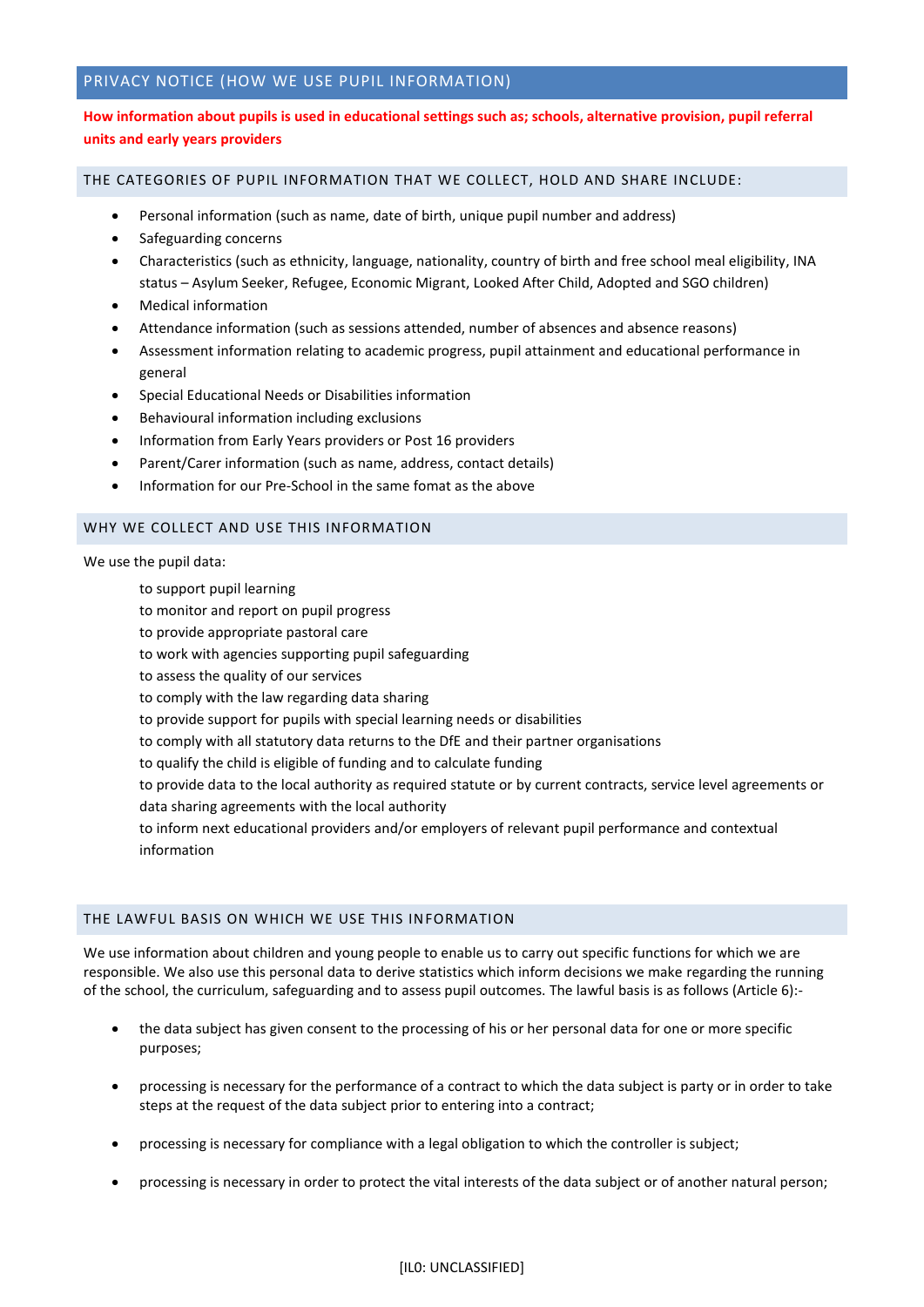## PRIVACY NOTICE (HOW WE USE PUPIL INFORMATION)

**How information about pupils is used in educational settings such as; schools, alternative provision, pupil referral units and early years providers**

### THE CATEGORIES OF PUPIL INFORMATION THAT WE COLLECT, HOLD AND SHARE INCLUDE:

- Personal information (such as name, date of birth, unique pupil number and address)
- Safeguarding concerns
- Characteristics (such as ethnicity, language, nationality, country of birth and free school meal eligibility, INA status – Asylum Seeker, Refugee, Economic Migrant, Looked After Child, Adopted and SGO children)
- Medical information
- Attendance information (such as sessions attended, number of absences and absence reasons)
- Assessment information relating to academic progress, pupil attainment and educational performance in general
- Special Educational Needs or Disabilities information
- Behavioural information including exclusions
- Information from Early Years providers or Post 16 providers
- Parent/Carer information (such as name, address, contact details)
- Information for our Pre-School in the same fomat as the above

### WHY WE COLLECT AND USE THIS INFORMATION

We use the pupil data:

to support pupil learning
to monitor and report on pupil progress
to provide appropriate pastoral care
to work with agencies supporting pupil safeguarding
to assess the quality of our services
to comply with the law regarding data sharing
to provide support for pupils with special learning needs or disabilities
to comply with all statutory data returns to the DfE and their partner organisations
to qualify the child is eligible of funding and to calculate funding
to provide data to the local authority as required statute or by current contracts, service level agreements or data sharing agreements with the local authority
to inform next educational providers and/or employers of relevant pupil performance and contextual information

### THE LAWFUL BASIS ON WHICH WE USE THIS INFORMATION

We use information about children and young people to enable us to carry out specific functions for which we are responsible. We also use this personal data to derive statistics which inform decisions we make regarding the running of the school, the curriculum, safeguarding and to assess pupil outcomes. The lawful basis is as follows (Article 6):-

- the data subject has given consent to the processing of his or her personal data for one or more specific purposes;
- processing is necessary for the performance of a contract to which the data subject is party or in order to take steps at the request of the data subject prior to entering into a contract;
- processing is necessary for compliance with a legal obligation to which the controller is subject;
- processing is necessary in order to protect the vital interests of the data subject or of another natural person;

[IL0: UNCLASSIFIED]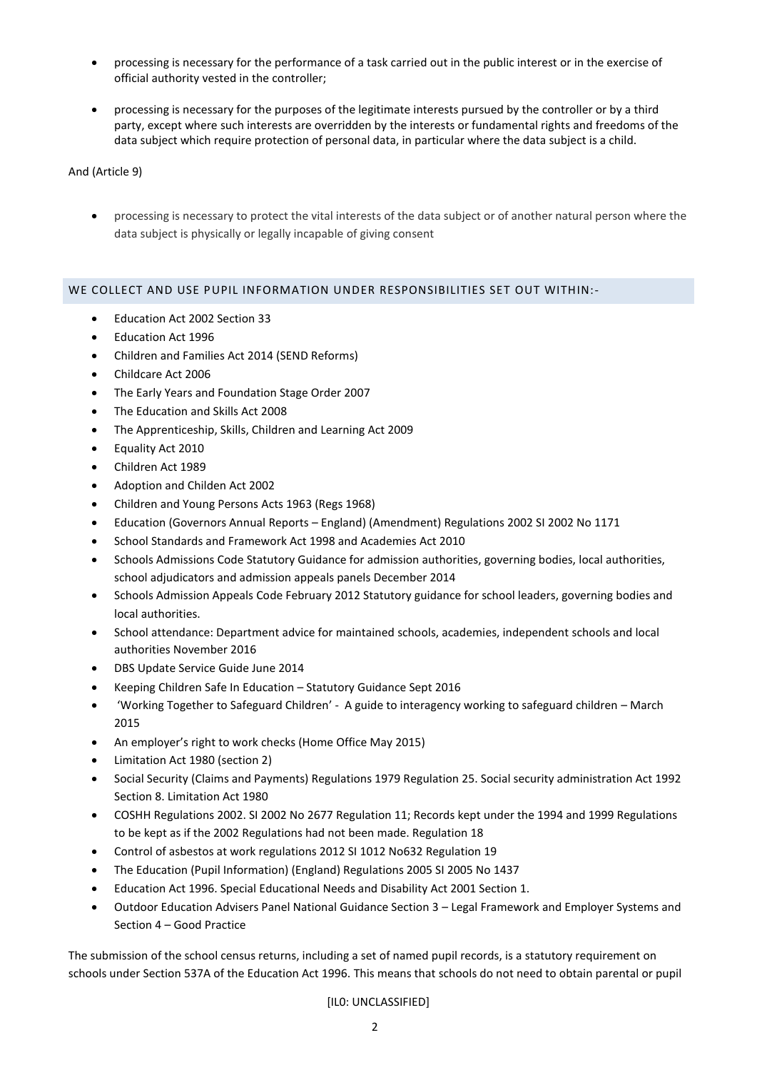- processing is necessary for the performance of a task carried out in the public interest or in the exercise of official authority vested in the controller;
- processing is necessary for the purposes of the legitimate interests pursued by the controller or by a third party, except where such interests are overridden by the interests or fundamental rights and freedoms of the data subject which require protection of personal data, in particular where the data subject is a child.

And (Article 9)

- processing is necessary to protect the vital interests of the data subject or of another natural person where the data subject is physically or legally incapable of giving consent

## WE COLLECT AND USE PUPIL INFORMATION UNDER RESPONSIBILITIES SET OUT WITHIN:-

- Education Act 2002 Section 33
- Education Act 1996
- Children and Families Act 2014 (SEND Reforms)
- Childcare Act 2006
- The Early Years and Foundation Stage Order 2007
- The Education and Skills Act 2008
- The Apprenticeship, Skills, Children and Learning Act 2009
- Equality Act 2010
- Children Act 1989
- Adoption and Childen Act 2002
- Children and Young Persons Acts 1963 (Regs 1968)
- Education (Governors Annual Reports – England) (Amendment) Regulations 2002 SI 2002 No 1171
- School Standards and Framework Act 1998 and Academies Act 2010
- Schools Admissions Code Statutory Guidance for admission authorities, governing bodies, local authorities, school adjudicators and admission appeals panels December 2014
- Schools Admission Appeals Code February 2012 Statutory guidance for school leaders, governing bodies and local authorities.
- School attendance: Department advice for maintained schools, academies, independent schools and local authorities November 2016
- DBS Update Service Guide June 2014
- Keeping Children Safe In Education – Statutory Guidance Sept 2016
- 'Working Together to Safeguard Children' - A guide to interagency working to safeguard children – March 2015
- An employer's right to work checks (Home Office May 2015)
- Limitation Act 1980 (section 2)
- Social Security (Claims and Payments) Regulations 1979 Regulation 25. Social security administration Act 1992 Section 8. Limitation Act 1980
- COSHH Regulations 2002. SI 2002 No 2677 Regulation 11; Records kept under the 1994 and 1999 Regulations to be kept as if the 2002 Regulations had not been made. Regulation 18
- Control of asbestos at work regulations 2012 SI 1012 No632 Regulation 19
- The Education (Pupil Information) (England) Regulations 2005 SI 2005 No 1437
- Education Act 1996. Special Educational Needs and Disability Act 2001 Section 1.
- Outdoor Education Advisers Panel National Guidance Section 3 – Legal Framework and Employer Systems and Section 4 – Good Practice

The submission of the school census returns, including a set of named pupil records, is a statutory requirement on schools under Section 537A of the Education Act 1996. This means that schools do not need to obtain parental or pupil

[IL0: UNCLASSIFIED]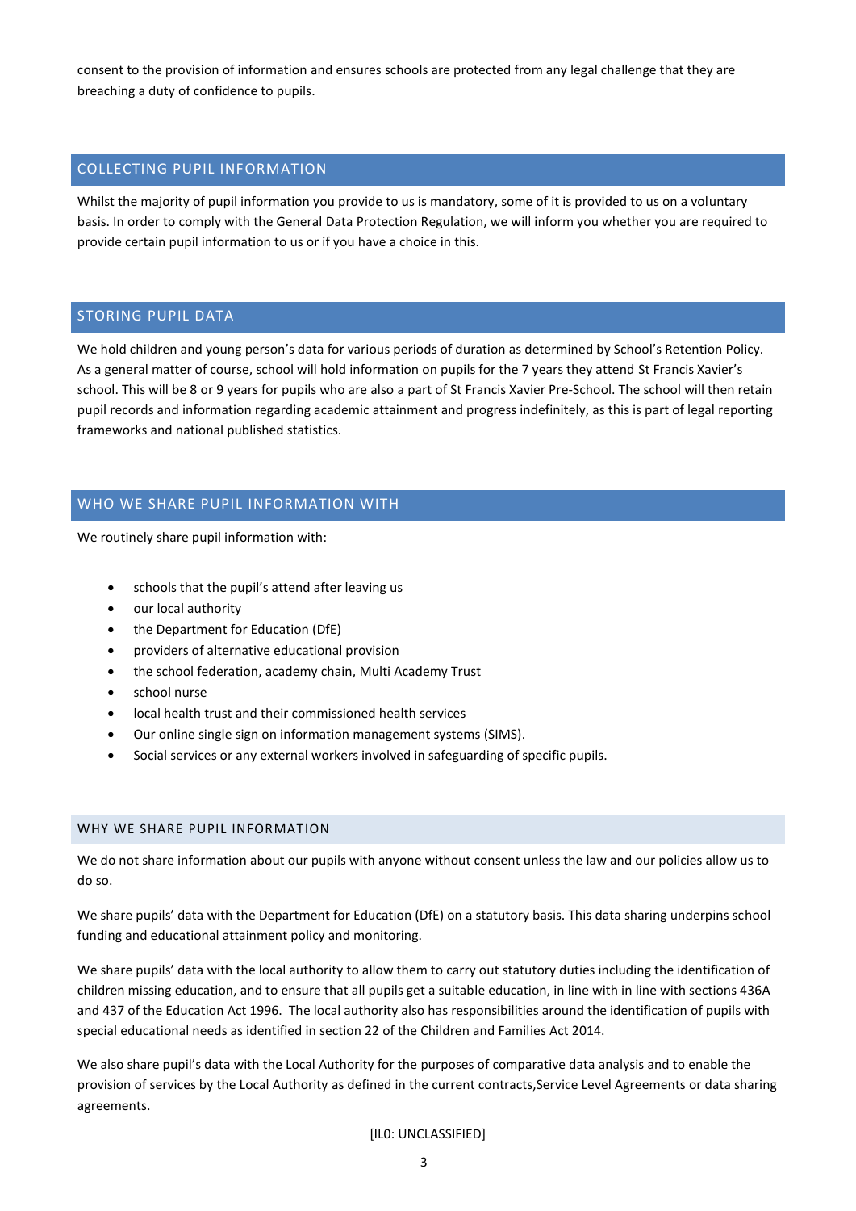consent to the provision of information and ensures schools are protected from any legal challenge that they are breaching a duty of confidence to pupils.

## COLLECTING PUPIL INFORMATION

Whilst the majority of pupil information you provide to us is mandatory, some of it is provided to us on a voluntary basis. In order to comply with the General Data Protection Regulation, we will inform you whether you are required to provide certain pupil information to us or if you have a choice in this.

## STORING PUPIL DATA

We hold children and young person's data for various periods of duration as determined by School's Retention Policy. As a general matter of course, school will hold information on pupils for the 7 years they attend St Francis Xavier's school. This will be 8 or 9 years for pupils who are also a part of St Francis Xavier Pre-School. The school will then retain pupil records and information regarding academic attainment and progress indefinitely, as this is part of legal reporting frameworks and national published statistics.

## WHO WE SHARE PUPIL INFORMATION WITH

We routinely share pupil information with:

- schools that the pupil's attend after leaving us
- our local authority
- the Department for Education (DfE)
- providers of alternative educational provision
- the school federation, academy chain, Multi Academy Trust
- school nurse
- local health trust and their commissioned health services
- Our online single sign on information management systems (SIMS).
- Social services or any external workers involved in safeguarding of specific pupils.

### WHY WE SHARE PUPIL INFORMATION

We do not share information about our pupils with anyone without consent unless the law and our policies allow us to do so.

We share pupils' data with the Department for Education (DfE) on a statutory basis. This data sharing underpins school funding and educational attainment policy and monitoring.

We share pupils' data with the local authority to allow them to carry out statutory duties including the identification of children missing education, and to ensure that all pupils get a suitable education, in line with in line with sections 436A and 437 of the Education Act 1996. The local authority also has responsibilities around the identification of pupils with special educational needs as identified in section 22 of the Children and Families Act 2014.

We also share pupil's data with the Local Authority for the purposes of comparative data analysis and to enable the provision of services by the Local Authority as defined in the current contracts,Service Level Agreements or data sharing agreements.

[IL0: UNCLASSIFIED]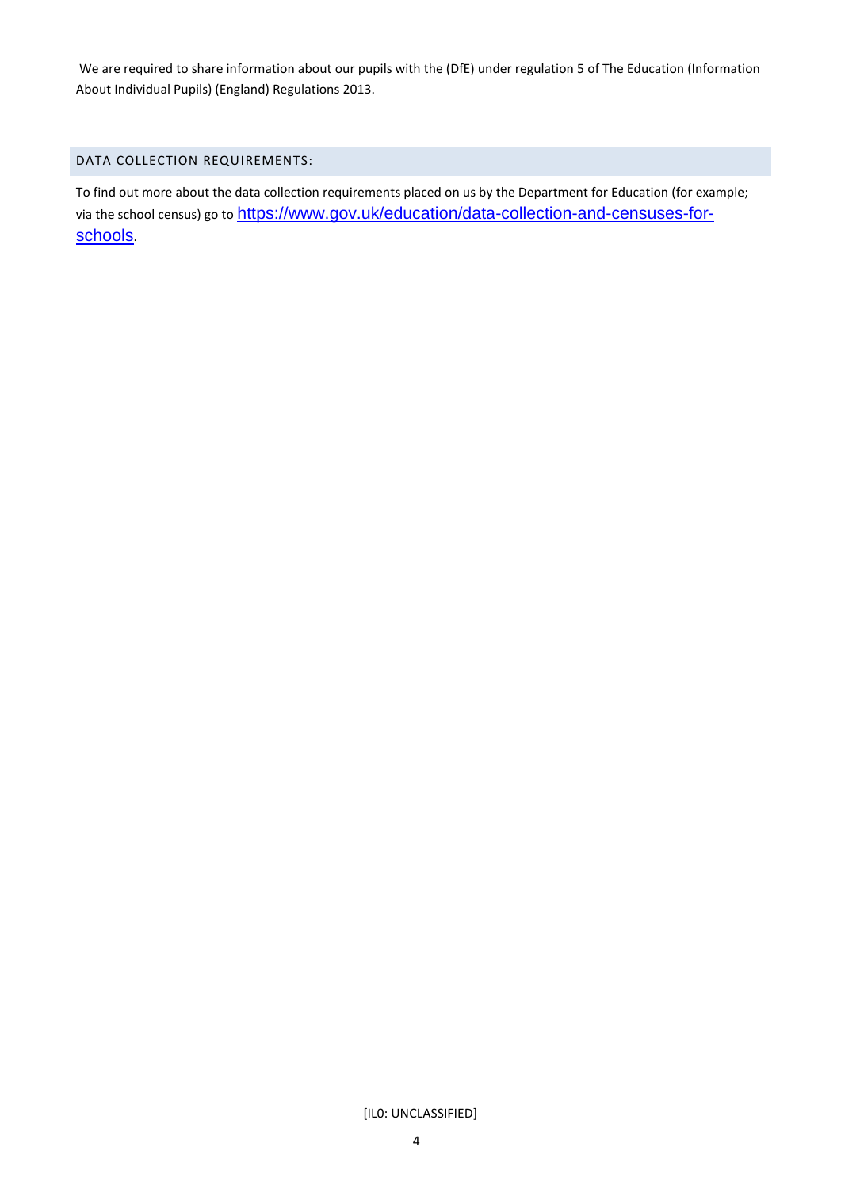We are required to share information about our pupils with the (DfE) under regulation 5 of The Education (Information About Individual Pupils) (England) Regulations 2013.

## DATA COLLECTION REQUIREMENTS:

To find out more about the data collection requirements placed on us by the Department for Education (for example; via the school census) go to [https://www.gov.uk/education/data-collection-and-censuses-for-schools](https://www.gov.uk/education/data-collection-and-censuses-for-schools).

[IL0: UNCLASSIFIED]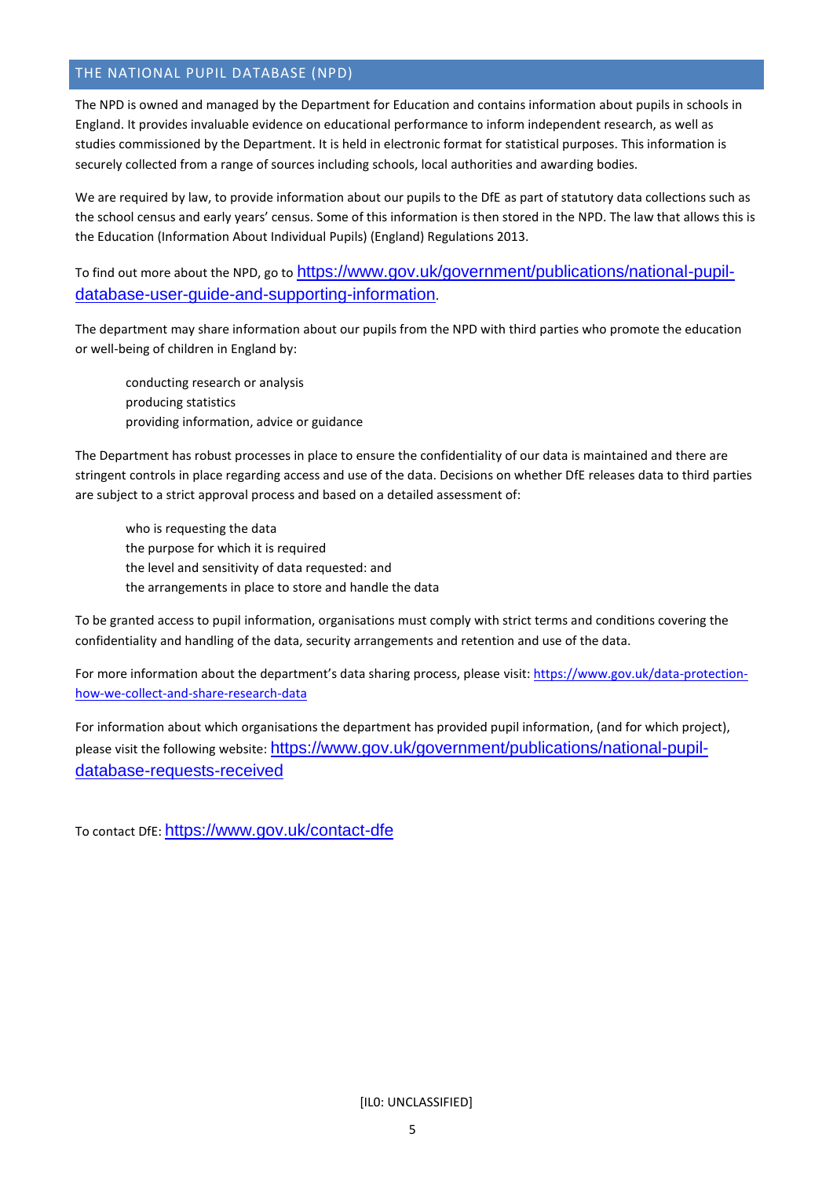## THE NATIONAL PUPIL DATABASE (NPD)

The NPD is owned and managed by the Department for Education and contains information about pupils in schools in England. It provides invaluable evidence on educational performance to inform independent research, as well as studies commissioned by the Department. It is held in electronic format for statistical purposes. This information is securely collected from a range of sources including schools, local authorities and awarding bodies.

We are required by law, to provide information about our pupils to the DfE as part of statutory data collections such as the school census and early years' census. Some of this information is then stored in the NPD. The law that allows this is the Education (Information About Individual Pupils) (England) Regulations 2013.

To find out more about the NPD, go to https://www.gov.uk/government/publications/national-pupil-database-user-guide-and-supporting-information.

The department may share information about our pupils from the NPD with third parties who promote the education or well-being of children in England by:

- conducting research or analysis
- producing statistics
- providing information, advice or guidance

The Department has robust processes in place to ensure the confidentiality of our data is maintained and there are stringent controls in place regarding access and use of the data. Decisions on whether DfE releases data to third parties are subject to a strict approval process and based on a detailed assessment of:

- who is requesting the data
- the purpose for which it is required
- the level and sensitivity of data requested: and
- the arrangements in place to store and handle the data

To be granted access to pupil information, organisations must comply with strict terms and conditions covering the confidentiality and handling of the data, security arrangements and retention and use of the data.

For more information about the department's data sharing process, please visit: https://www.gov.uk/data-protection-how-we-collect-and-share-research-data

For information about which organisations the department has provided pupil information, (and for which project), please visit the following website: https://www.gov.uk/government/publications/national-pupil-database-requests-received

To contact DfE: https://www.gov.uk/contact-dfe

[IL0: UNCLASSIFIED]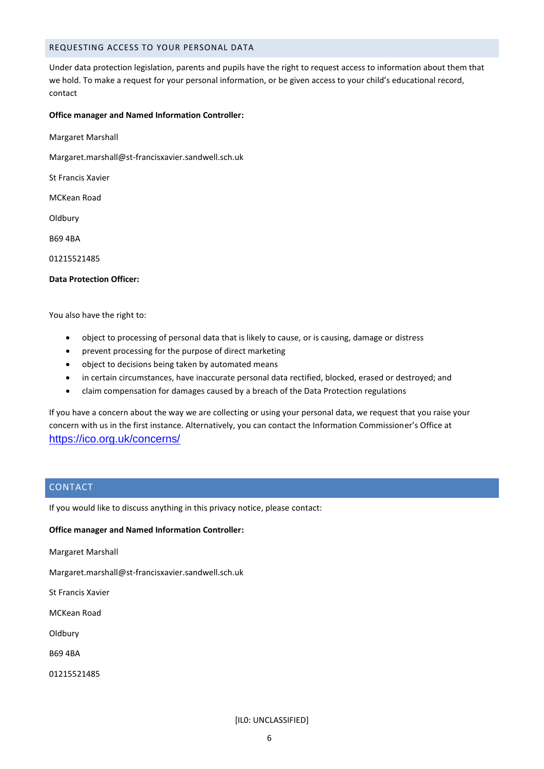## REQUESTING ACCESS TO YOUR PERSONAL DATA

Under data protection legislation, parents and pupils have the right to request access to information about them that we hold. To make a request for your personal information, or be given access to your child's educational record, contact

**Office manager and Named Information Controller:**

Margaret Marshall

Margaret.marshall@st-francisxavier.sandwell.sch.uk

St Francis Xavier

MCKean Road

Oldbury

B69 4BA

01215521485

**Data Protection Officer:**

You also have the right to:

- object to processing of personal data that is likely to cause, or is causing, damage or distress
- prevent processing for the purpose of direct marketing
- object to decisions being taken by automated means
- in certain circumstances, have inaccurate personal data rectified, blocked, erased or destroyed; and
- claim compensation for damages caused by a breach of the Data Protection regulations

If you have a concern about the way we are collecting or using your personal data, we request that you raise your concern with us in the first instance. Alternatively, you can contact the Information Commissioner's Office at https://ico.org.uk/concerns/

## CONTACT

If you would like to discuss anything in this privacy notice, please contact:

**Office manager and Named Information Controller:**

Margaret Marshall

Margaret.marshall@st-francisxavier.sandwell.sch.uk

St Francis Xavier

MCKean Road

Oldbury

B69 4BA

01215521485

[IL0: UNCLASSIFIED]